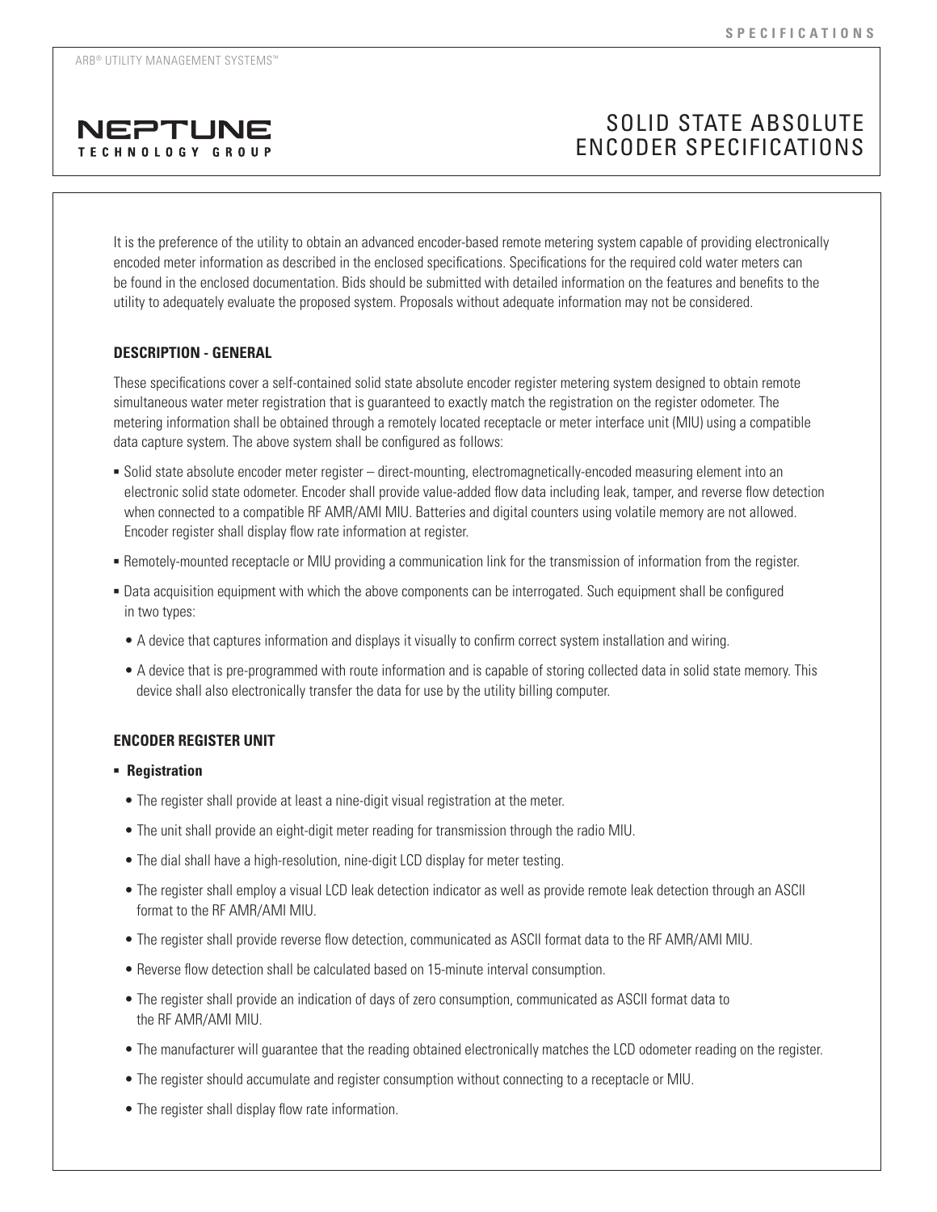ARB® UTILITY MANAGEMENT SYSTEMS™

NEPTUNE TECHNOLOGY GROUP

# SOLID STATE ABSOLUTE ENCODER SPECIFICATIONS

It is the preference of the utility to obtain an advanced encoder-based remote metering system capable of providing electronically encoded meter information as described in the enclosed specifications. Specifications for the required cold water meters can be found in the enclosed documentation. Bids should be submitted with detailed information on the features and benefits to the utility to adequately evaluate the proposed system. Proposals without adequate information may not be considered.

## DESCRIPTION - GENERAL

These specifications cover a self-contained solid state absolute encoder register metering system designed to obtain remote simultaneous water meter registration that is guaranteed to exactly match the registration on the register odometer. The metering information shall be obtained through a remotely located receptacle or meter interface unit (MIU) using a compatible data capture system. The above system shall be configured as follows:

- Solid state absolute encoder meter register – direct-mounting, electromagnetically-encoded measuring element into an electronic solid state odometer. Encoder shall provide value-added flow data including leak, tamper, and reverse flow detection when connected to a compatible RF AMR/AMI MIU. Batteries and digital counters using volatile memory are not allowed. Encoder register shall display flow rate information at register.
- Remotely-mounted receptacle or MIU providing a communication link for the transmission of information from the register.
- Data acquisition equipment with which the above components can be interrogated. Such equipment shall be configured in two types:
  - A device that captures information and displays it visually to confirm correct system installation and wiring.
  - A device that is pre-programmed with route information and is capable of storing collected data in solid state memory. This device shall also electronically transfer the data for use by the utility billing computer.

## ENCODER REGISTER UNIT

- **Registration**
  - The register shall provide at least a nine-digit visual registration at the meter.
  - The unit shall provide an eight-digit meter reading for transmission through the radio MIU.
  - The dial shall have a high-resolution, nine-digit LCD display for meter testing.
  - The register shall employ a visual LCD leak detection indicator as well as provide remote leak detection through an ASCII format to the RF AMR/AMI MIU.
  - The register shall provide reverse flow detection, communicated as ASCII format data to the RF AMR/AMI MIU.
  - Reverse flow detection shall be calculated based on 15-minute interval consumption.
  - The register shall provide an indication of days of zero consumption, communicated as ASCII format data to the RF AMR/AMI MIU.
  - The manufacturer will guarantee that the reading obtained electronically matches the LCD odometer reading on the register.
  - The register should accumulate and register consumption without connecting to a receptacle or MIU.
  - The register shall display flow rate information.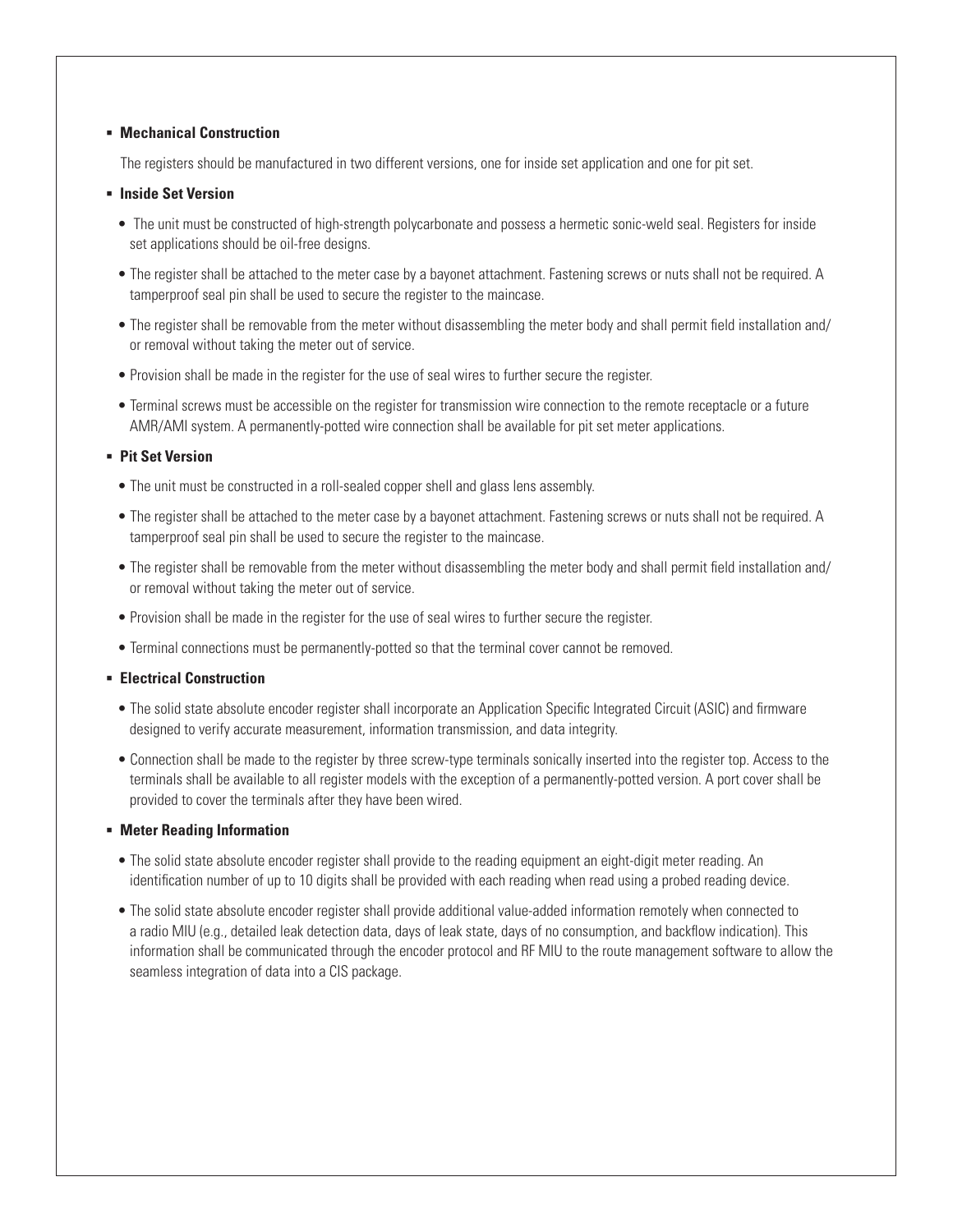- **Mechanical Construction**

  The registers should be manufactured in two different versions, one for inside set application and one for pit set.

- **Inside Set Version**
  - The unit must be constructed of high-strength polycarbonate and possess a hermetic sonic-weld seal. Registers for inside set applications should be oil-free designs.
  - The register shall be attached to the meter case by a bayonet attachment. Fastening screws or nuts shall not be required. A tamperproof seal pin shall be used to secure the register to the maincase.
  - The register shall be removable from the meter without disassembling the meter body and shall permit field installation and/or removal without taking the meter out of service.
  - Provision shall be made in the register for the use of seal wires to further secure the register.
  - Terminal screws must be accessible on the register for transmission wire connection to the remote receptacle or a future AMR/AMI system. A permanently-potted wire connection shall be available for pit set meter applications.

- **Pit Set Version**
  - The unit must be constructed in a roll-sealed copper shell and glass lens assembly.
  - The register shall be attached to the meter case by a bayonet attachment. Fastening screws or nuts shall not be required. A tamperproof seal pin shall be used to secure the register to the maincase.
  - The register shall be removable from the meter without disassembling the meter body and shall permit field installation and/or removal without taking the meter out of service.
  - Provision shall be made in the register for the use of seal wires to further secure the register.
  - Terminal connections must be permanently-potted so that the terminal cover cannot be removed.

- **Electrical Construction**
  - The solid state absolute encoder register shall incorporate an Application Specific Integrated Circuit (ASIC) and firmware designed to verify accurate measurement, information transmission, and data integrity.
  - Connection shall be made to the register by three screw-type terminals sonically inserted into the register top. Access to the terminals shall be available to all register models with the exception of a permanently-potted version. A port cover shall be provided to cover the terminals after they have been wired.

- **Meter Reading Information**
  - The solid state absolute encoder register shall provide to the reading equipment an eight-digit meter reading. An identification number of up to 10 digits shall be provided with each reading when read using a probed reading device.
  - The solid state absolute encoder register shall provide additional value-added information remotely when connected to a radio MIU (e.g., detailed leak detection data, days of leak state, days of no consumption, and backflow indication). This information shall be communicated through the encoder protocol and RF MIU to the route management software to allow the seamless integration of data into a CIS package.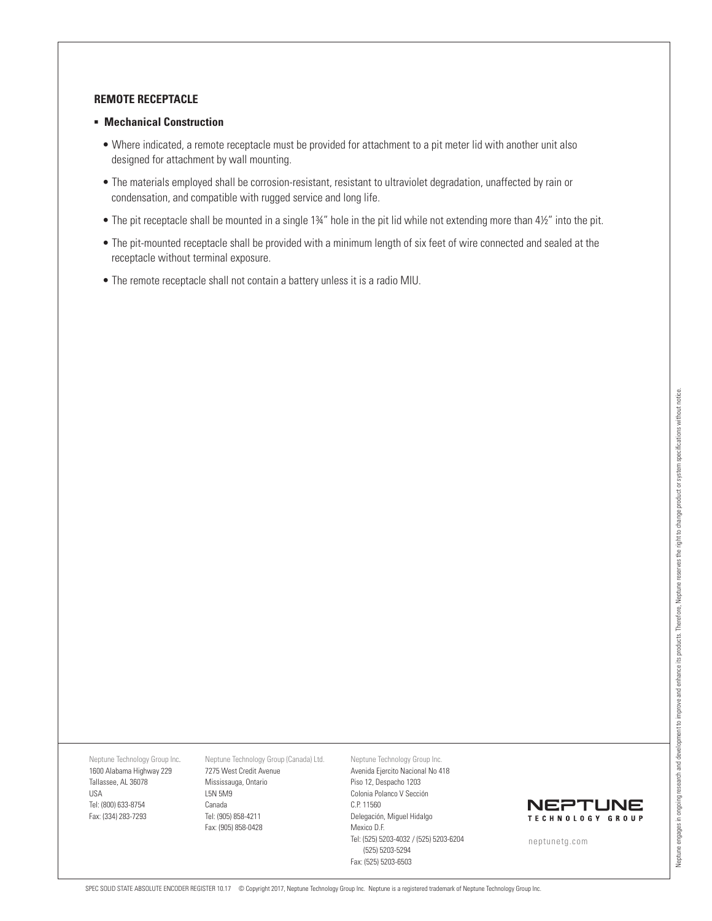## REMOTE RECEPTACLE

- **Mechanical Construction**
  - Where indicated, a remote receptacle must be provided for attachment to a pit meter lid with another unit also designed for attachment by wall mounting.
  - The materials employed shall be corrosion-resistant, resistant to ultraviolet degradation, unaffected by rain or condensation, and compatible with rugged service and long life.
  - The pit receptacle shall be mounted in a single 1¾" hole in the pit lid while not extending more than 4½" into the pit.
  - The pit-mounted receptacle shall be provided with a minimum length of six feet of wire connected and sealed at the receptacle without terminal exposure.
  - The remote receptacle shall not contain a battery unless it is a radio MIU.

Neptune Technology Group Inc.
1600 Alabama Highway 229
Tallassee, AL 36078
USA
Tel: (800) 633-8754
Fax: (334) 283-7293

Neptune Technology Group (Canada) Ltd.
7275 West Credit Avenue
Mississauga, Ontario
L5N 5M9
Canada
Tel: (905) 858-4211
Fax: (905) 858-0428

Neptune Technology Group Inc.
Avenida Ejercito Nacional No 418
Piso 12, Despacho 1203
Colonia Polanco V Sección
C.P. 11560
Delegación, Miguel Hidalgo
Mexico D.F.
Tel: (525) 5203-4032 / (525) 5203-6204
(525) 5203-5294
Fax: (525) 5203-6503

NEPTUNE TECHNOLOGY GROUP

neptunetg.com

Neptune engages in ongoing research and development to improve and enhance its products. Therefore, Neptune reserves the right to change product or system specifications without notice.

SPEC SOLID STATE ABSOLUTE ENCODER REGISTER 10.17 © Copyright 2017, Neptune Technology Group Inc. Neptune is a registered trademark of Neptune Technology Group Inc.